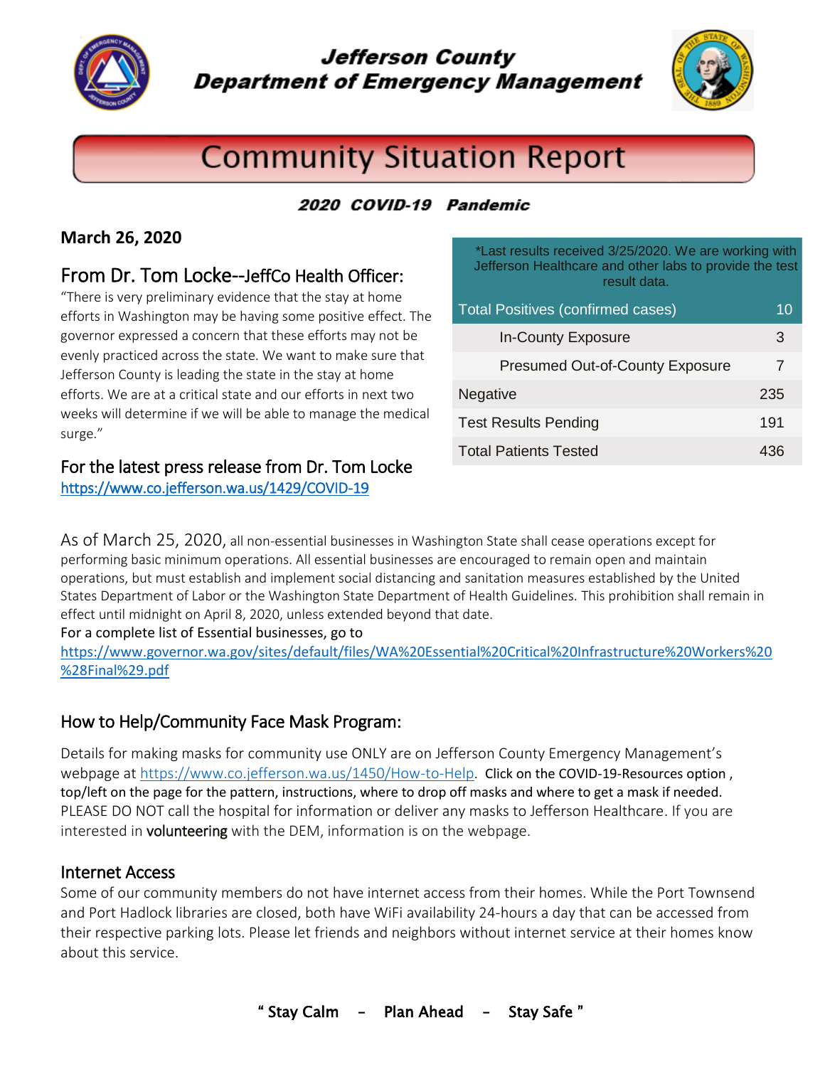# Jefferson County Department of Emergency Management

# Community Situation Report

***2020 COVID-19 Pandemic***

**March 26, 2020**

## From Dr. Tom Locke--JeffCo Health Officer:

"There is very preliminary evidence that the stay at home efforts in Washington may be having some positive effect. The governor expressed a concern that these efforts may not be evenly practiced across the state. We want to make sure that Jefferson County is leading the state in the stay at home efforts. We are at a critical state and our efforts in next two weeks will determine if we will be able to manage the medical surge."

## For the latest press release from Dr. Tom Locke

https://www.co.jefferson.wa.us/1429/COVID-19

*Last results received 3/25/2020. We are working with Jefferson Healthcare and other labs to provide the test result data.

| Total Positives (confirmed cases) | 10 |
|---|---|
| In-County Exposure | 3 |
| Presumed Out-of-County Exposure | 7 |
| Negative | 235 |
| Test Results Pending | 191 |
| Total Patients Tested | 436 |

As of March 25, 2020, all non-essential businesses in Washington State shall cease operations except for performing basic minimum operations. All essential businesses are encouraged to remain open and maintain operations, but must establish and implement social distancing and sanitation measures established by the United States Department of Labor or the Washington State Department of Health Guidelines. This prohibition shall remain in effect until midnight on April 8, 2020, unless extended beyond that date.

For a complete list of Essential businesses, go to https://www.governor.wa.gov/sites/default/files/WA%20Essential%20Critical%20Infrastructure%20Workers%20%28Final%29.pdf

## How to Help/Community Face Mask Program:

Details for making masks for community use ONLY are on Jefferson County Emergency Management's webpage at https://www.co.jefferson.wa.us/1450/How-to-Help. Click on the COVID-19-Resources option , top/left on the page for the pattern, instructions, where to drop off masks and where to get a mask if needed. PLEASE DO NOT call the hospital for information or deliver any masks to Jefferson Healthcare. If you are interested in **volunteering** with the DEM, information is on the webpage.

## Internet Access

Some of our community members do not have internet access from their homes. While the Port Townsend and Port Hadlock libraries are closed, both have WiFi availability 24-hours a day that can be accessed from their respective parking lots. Please let friends and neighbors without internet service at their homes know about this service.

**" Stay Calm – Plan Ahead – Stay Safe "**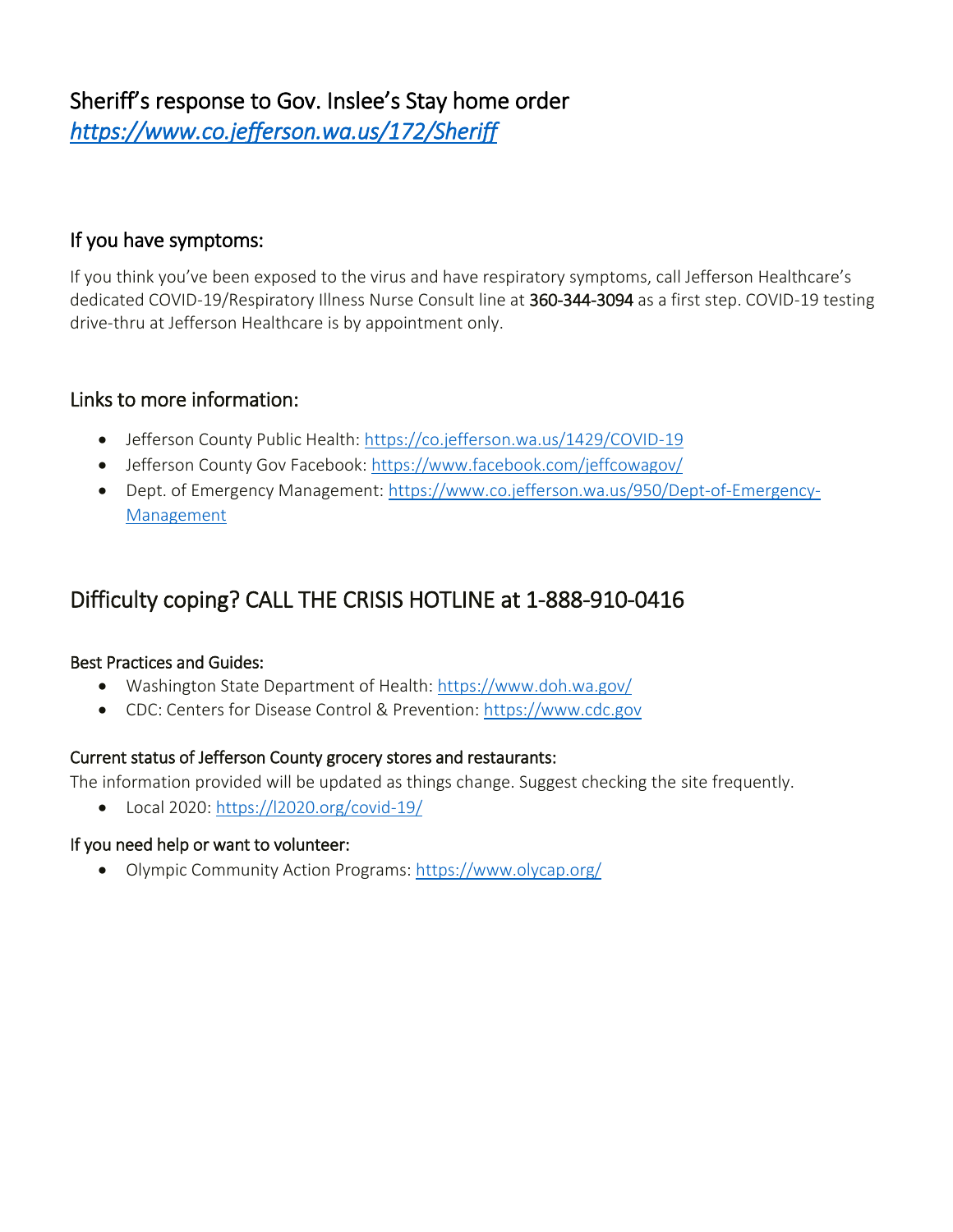## Sheriff's response to Gov. Inslee's Stay home order

*[https://www.co.jefferson.wa.us/172/Sheriff](https://www.co.jefferson.wa.us/172/Sheriff)*

### If you have symptoms:

If you think you've been exposed to the virus and have respiratory symptoms, call Jefferson Healthcare's dedicated COVID-19/Respiratory Illness Nurse Consult line at 360-344-3094 as a first step. COVID-19 testing drive-thru at Jefferson Healthcare is by appointment only.

### Links to more information:

- Jefferson County Public Health: https://co.jefferson.wa.us/1429/COVID-19
- Jefferson County Gov Facebook: https://www.facebook.com/jeffcowagov/
- Dept. of Emergency Management: https://www.co.jefferson.wa.us/950/Dept-of-Emergency-Management

## Difficulty coping? CALL THE CRISIS HOTLINE at 1-888-910-0416

#### Best Practices and Guides:

- Washington State Department of Health: https://www.doh.wa.gov/
- CDC: Centers for Disease Control & Prevention: https://www.cdc.gov

#### Current status of Jefferson County grocery stores and restaurants:

The information provided will be updated as things change. Suggest checking the site frequently.

- Local 2020: https://l2020.org/covid-19/

#### If you need help or want to volunteer:

- Olympic Community Action Programs: https://www.olycap.org/